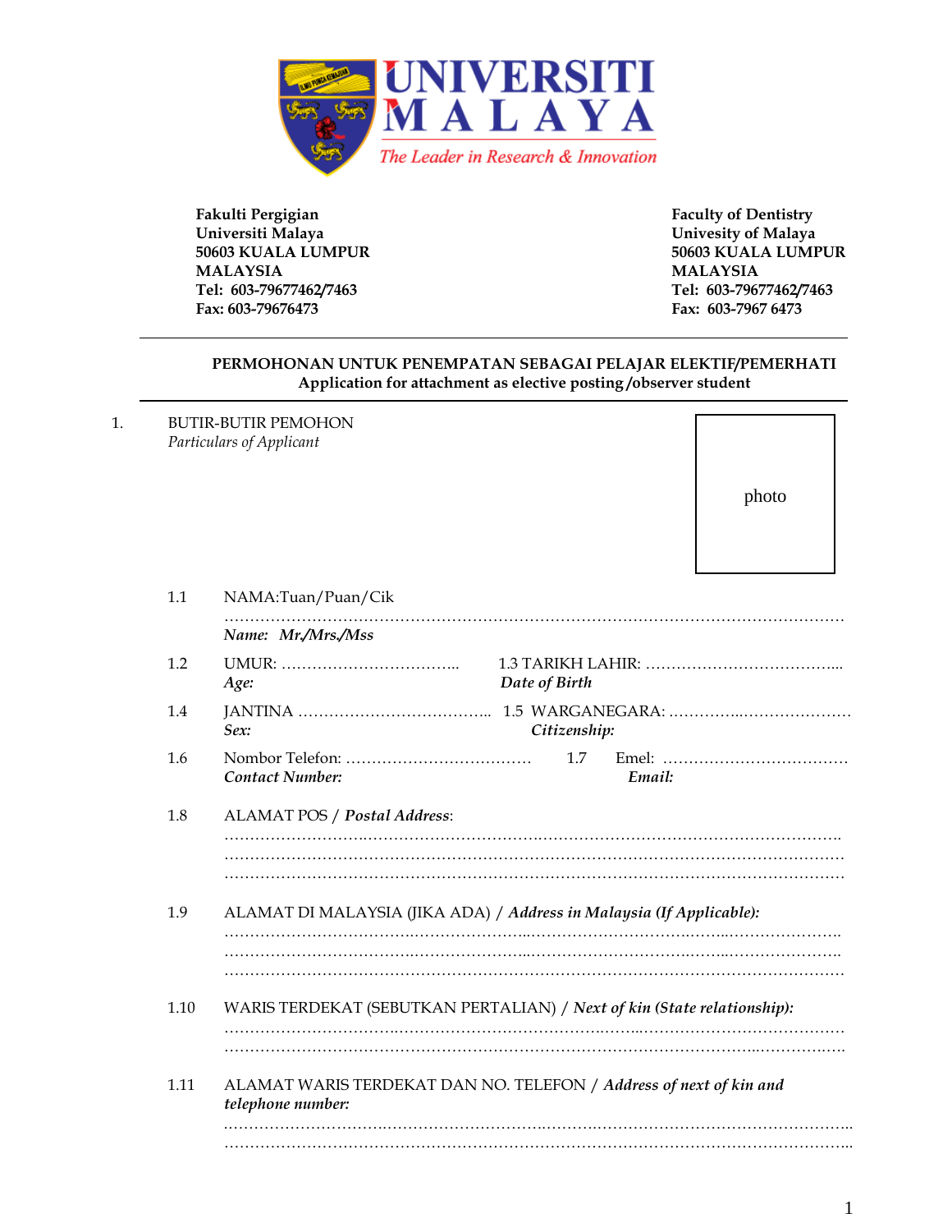UNIVERSITI MALAYA

*The Leader in Research & Innovation*

**Fakulti Pergigian**
**Universiti Malaya**
**50603 KUALA LUMPUR**
**MALAYSIA**
**Tel: 603-79677462/7463**
**Fax: 603-79676473**

**Faculty of Dentistry**
**Univesity of Malaya**
**50603 KUALA LUMPUR**
**MALAYSIA**
**Tel: 603-79677462/7463**
**Fax: 603-7967 6473**

---

**PERMOHONAN UNTUK PENEMPATAN SEBAGAI PELAJAR ELEKTIF/PEMERHATI**
**Application for attachment as elective posting /observer student**

---

1. BUTIR-BUTIR PEMOHON
   *Particulars of Applicant*

photo

1.1 NAMA:Tuan/Puan/Cik ……………………………………………………………………………………………………
**Name: Mr./Mrs./Mss**

1.2 UMUR: …………………………….. **Age:**
1.3 TARIKH LAHIR: ………………………………... **Date of Birth**

1.4 JANTINA ……………………………….. **Sex:**
1.5 WARGANEGARA: …………..………………… **Citizenship:**

1.6 Nombor Telefon: ……………………………… **Contact Number:**
1.7 Emel: ……………………………… **Email:**

1.8 ALAMAT POS / ***Postal Address***:
……………………………………………………………………………………………………
……………………………………………………………………………………………………
……………………………………………………………………………………………………

1.9 ALAMAT DI MALAYSIA (JIKA ADA) / ***Address in Malaysia (If Applicable):***
……………………………………………………………………………………………………
……………………………………………………………………………………………………
……………………………………………………………………………………………………

1.10 WARIS TERDEKAT (SEBUTKAN PERTALIAN) / ***Next of kin (State relationship):***
……………………………………………………………………………………………………
……………………………………………………………………………………………………

1.11 ALAMAT WARIS TERDEKAT DAN NO. TELEFON / ***Address of next of kin and telephone number:***
……………………………………………………………………………………………………..
……………………………………………………………………………………………………..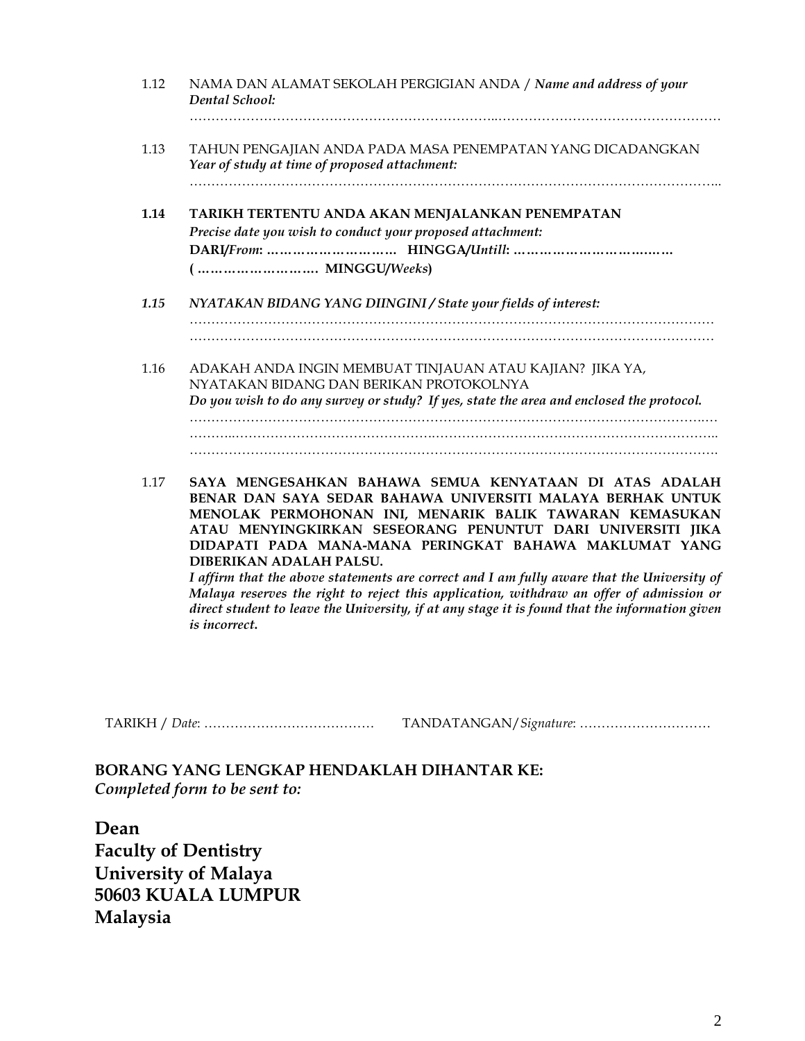1.12 NAMA DAN ALAMAT SEKOLAH PERGIGIAN ANDA / *Name and address of your Dental School:*

…………………………………………………………………………………………………………

1.13 TAHUN PENGAJIAN ANDA PADA MASA PENEMPATAN YANG DICADANGKAN *Year of study at time of proposed attachment:*

…………………………………………………………………………………………………………

**1.14 TARIKH TERTENTU ANDA AKAN MENJALANKAN PENEMPATAN**
***Precise date you wish to conduct your proposed attachment:***
**DARI/*From*: ……………………… HINGGA/*Untill*: ………………………………**
**( ……………………… MINGGU/*Weeks*)**

***1.15 NYATAKAN BIDANG YANG DIINGINI / State your fields of interest:***

…………………………………………………………………………………………………………
…………………………………………………………………………………………………………

1.16 ADAKAH ANDA INGIN MEMBUAT TINJAUAN ATAU KAJIAN? JIKA YA, NYATAKAN BIDANG DAN BERIKAN PROTOKOLNYA
***Do you wish to do any survey or study? If yes, state the area and enclosed the protocol.***

…………………………………………………………………………………………………………
…………………………………………………………………………………………………………
…………………………………………………………………………………………………………

1.17 **SAYA MENGESAHKAN BAHAWA SEMUA KENYATAAN DI ATAS ADALAH BENAR DAN SAYA SEDAR BAHAWA UNIVERSITI MALAYA BERHAK UNTUK MENOLAK PERMOHONAN INI, MENARIK BALIK TAWARAN KEMASUKAN ATAU MENYINGKIRKAN SESEORANG PENUNTUT DARI UNIVERSITI JIKA DIDAPATI PADA MANA-MANA PERINGKAT BAHAWA MAKLUMAT YANG DIBERIKAN ADALAH PALSU.**
***I affirm that the above statements are correct and I am fully aware that the University of Malaya reserves the right to reject this application, withdraw an offer of admission or direct student to leave the University, if at any stage it is found that the information given is incorrect.***

TARIKH / *Date*: ………………………………… TANDATANGAN/*Signature*: …………………………

**BORANG YANG LENGKAP HENDAKLAH DIHANTAR KE:**
***Completed form to be sent to:***

**Dean**
**Faculty of Dentistry**
**University of Malaya**
**50603 KUALA LUMPUR**
**Malaysia**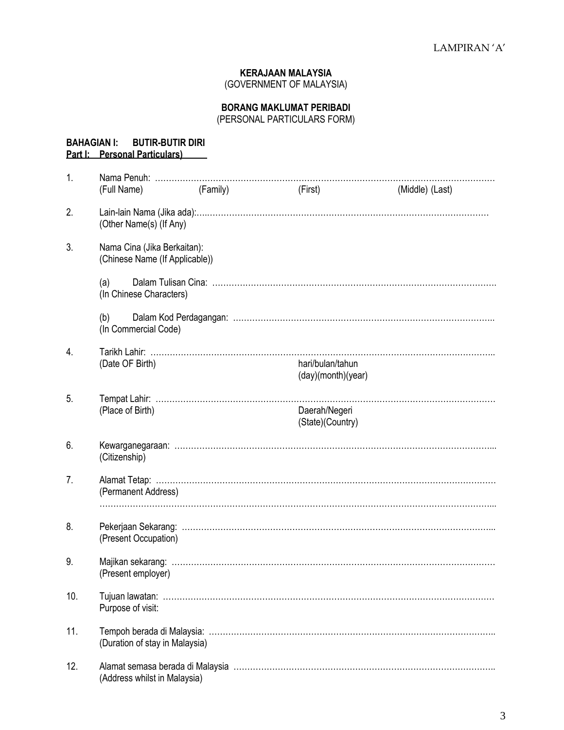LAMPIRAN 'A'

**KERAJAAN MALAYSIA**
(GOVERNMENT OF MALAYSIA)

**BORANG MAKLUMAT PERIBADI**
(PERSONAL PARTICULARS FORM)

**BAHAGIAN I: BUTIR-BUTIR DIRI**
**Part I: Personal Particulars)**

1. Nama Penuh: ……………………………………………………………………………………………………………
   (Full Name) (Family) (First) (Middle) (Last)

2. Lain-lain Nama (Jika ada):….……………………………………………………………………………………………
   (Other Name(s) (If Any)

3. Nama Cina (Jika Berkaitan):
   (Chinese Name (If Applicable))

   (a) Dalam Tulisan Cina: ………………………………………………………………………………………….
   (In Chinese Characters)

   (b) Dalam Kod Perdagangan: …………………………………………………………………………………..
   (In Commercial Code)

4. Tarikh Lahir: ……………………………………………………………………………………………………………..
   (Date OF Birth) hari/bulan/tahun (day)(month)(year)

5. Tempat Lahir: …………………………………………………………………………………………………………….
   (Place of Birth) Daerah/Negeri (State)(Country)

6. Kewarganegaraan: ……………………………………………………………………………………………………...
   (Citizenship)

7. Alamat Tetap: ……………………………………………………………………………………………………………
   (Permanent Address)
   ……………………………………………………………………………………………………………………………...

8. Pekerjaan Sekarang: …………………………………………………………………………………………………...
   (Present Occupation)

9. Majikan sekarang: ………………………………………………………………………………………………………
   (Present employer)

10. Tujuan lawatan: …………………………………………………………………………………………………………
    Purpose of visit:

11. Tempoh berada di Malaysia: …………………………………………………………………………………………..
    (Duration of stay in Malaysia)

12. Alamat semasa berada di Malaysia …………………………………………………………………………………..
    (Address whilst in Malaysia)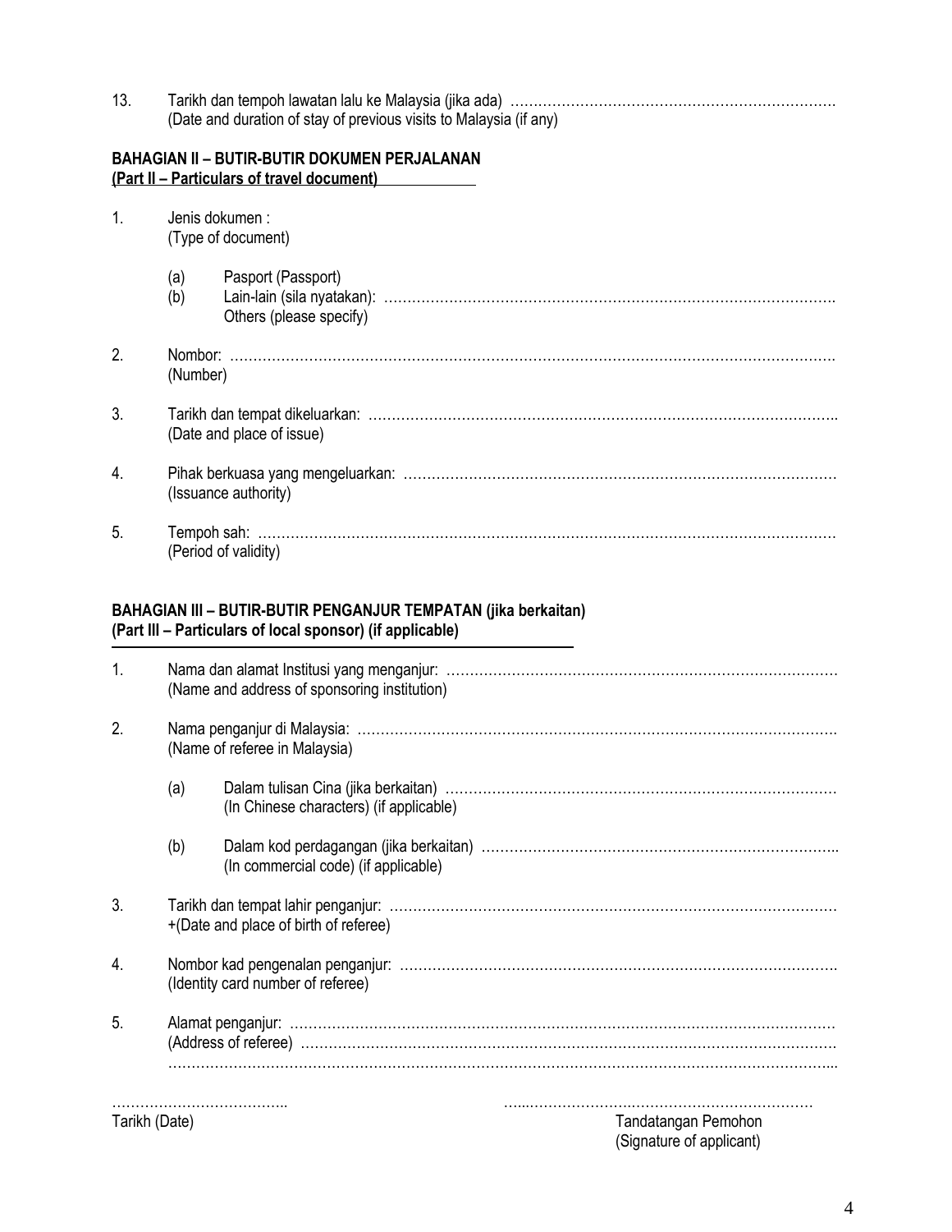13. Tarikh dan tempoh lawatan lalu ke Malaysia (jika ada) ……………………………………………………………
    (Date and duration of stay of previous visits to Malaysia (if any)

**BAHAGIAN II – BUTIR-BUTIR DOKUMEN PERJALANAN**
**(Part II – Particulars of travel document)**

1. Jenis dokumen :
   (Type of document)

   (a) Pasport (Passport)
   (b) Lain-lain (sila nyatakan): ……………………………………………………………………………………
       Others (please specify)

2. Nombor: ……………………………………………………………………………………………………………
   (Number)

3. Tarikh dan tempat dikeluarkan: ……………………………………………………………………………………..
   (Date and place of issue)

4. Pihak berkuasa yang mengeluarkan: ………………………………………………………………………………
   (Issuance authority)

5. Tempoh sah: ………………………………………………………………………………………………………
   (Period of validity)

**BAHAGIAN III – BUTIR-BUTIR PENGANJUR TEMPATAN (jika berkaitan)**
**(Part III – Particulars of local sponsor) (if applicable)**

1. Nama dan alamat Institusi yang menganjur: …………………………………………………………………………
   (Name and address of sponsoring institution)

2. Nama penganjur di Malaysia: ……………………………………………………………………………………….
   (Name of referee in Malaysia)

   (a) Dalam tulisan Cina (jika berkaitan) …………………………………………………………………………
       (In Chinese characters) (if applicable)

   (b) Dalam kod perdagangan (jika berkaitan) …………………………………………………………………..
       (In commercial code) (if applicable)

3. Tarikh dan tempat lahir penganjur: ……………………………………………………………………………………
   +(Date and place of birth of referee)

4. Nombor kad pengenalan penganjur: …………………………………………………………………………………
   (Identity card number of referee)

5. Alamat penganjur: …………………………………………………………………………………………………
   (Address of referee) ………………………………………………………………………………………………
   ………………………………………………………………………………………………………………………...

……………………………….. ……………………………………………………

Tarikh (Date) Tandatangan Pemohon
(Signature of applicant)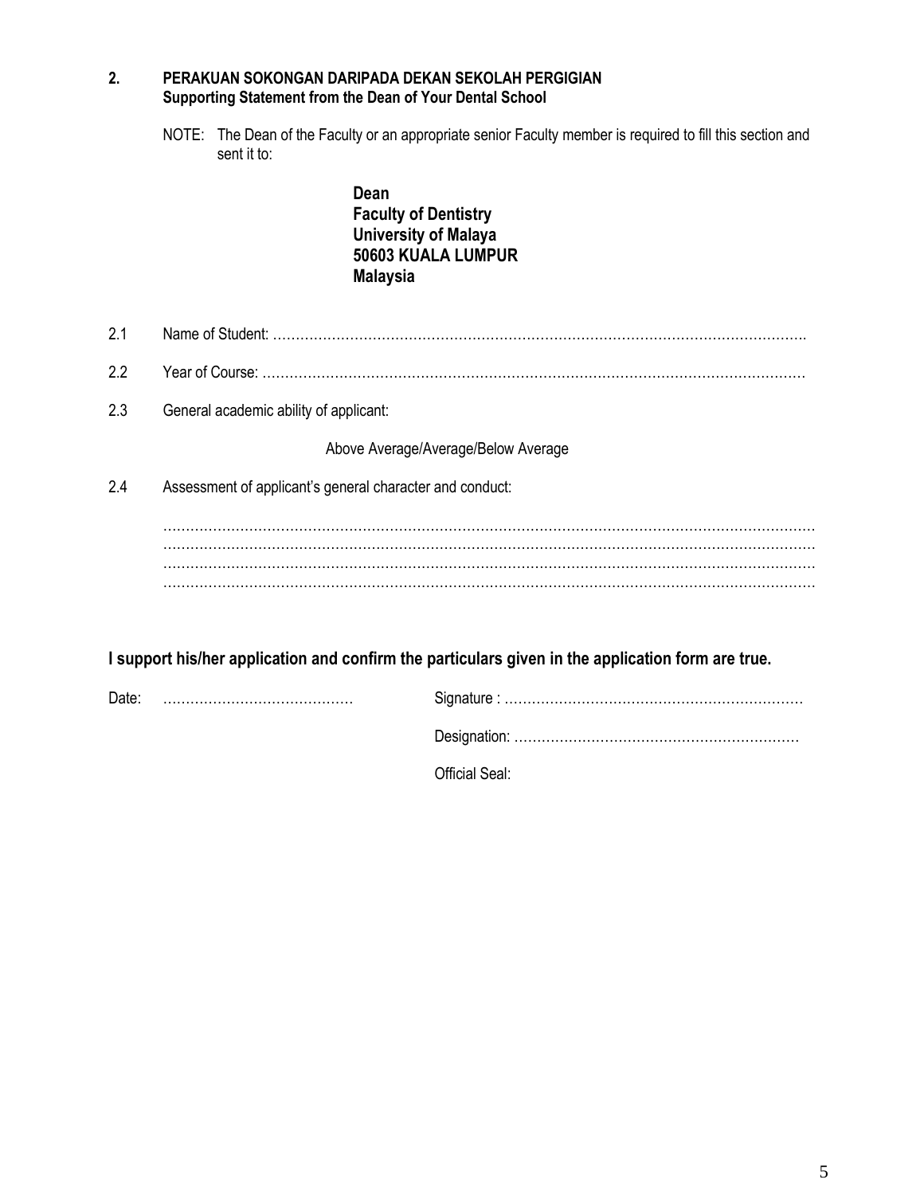## 2. PERAKUAN SOKONGAN DARIPADA DEKAN SEKOLAH PERGIGIAN
**Supporting Statement from the Dean of Your Dental School**

NOTE: The Dean of the Faculty or an appropriate senior Faculty member is required to fill this section and sent it to:

> **Dean**
> **Faculty of Dentistry**
> **University of Malaya**
> **50603 KUALA LUMPUR**
> **Malaysia**

2.1 Name of Student: ……………………………………………………………………………………………………….

2.2 Year of Course: ……………………………………………………………………………………………………….

2.3 General academic ability of applicant:

Above Average/Average/Below Average

2.4 Assessment of applicant's general character and conduct:

……………………………………………………………………………………………………………………………
……………………………………………………………………………………………………………………………
……………………………………………………………………………………………………………………………
……………………………………………………………………………………………………………………………

**I support his/her application and confirm the particulars given in the application form are true.**

Date: ……………………………………

Signature : …………………………………………………………

Designation: ……………………………………………………

Official Seal: